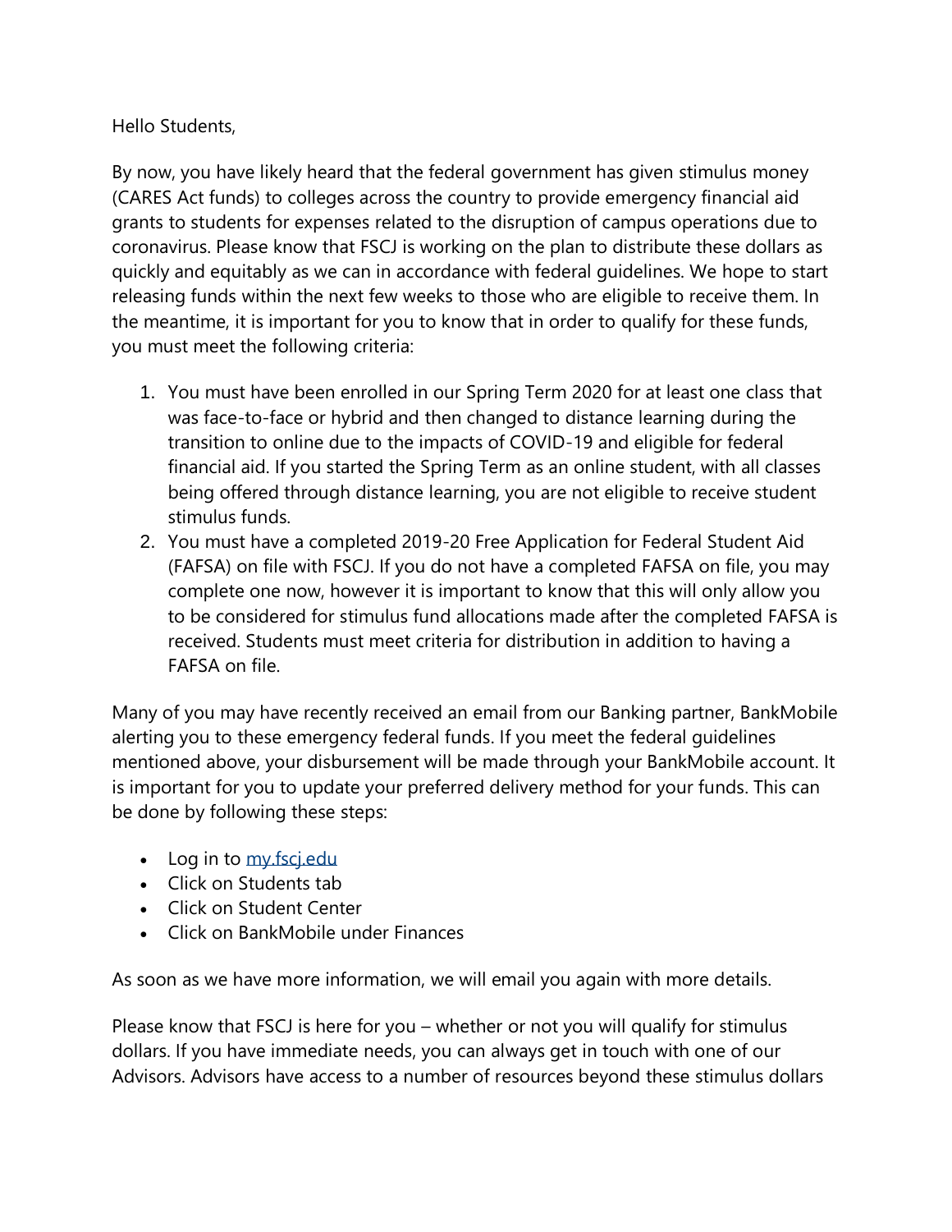Hello Students,

By now, you have likely heard that the federal government has given stimulus money (CARES Act funds) to colleges across the country to provide emergency financial aid grants to students for expenses related to the disruption of campus operations due to coronavirus. Please know that FSCJ is working on the plan to distribute these dollars as quickly and equitably as we can in accordance with federal guidelines. We hope to start releasing funds within the next few weeks to those who are eligible to receive them. In the meantime, it is important for you to know that in order to qualify for these funds, you must meet the following criteria:

1. You must have been enrolled in our Spring Term 2020 for at least one class that was face-to-face or hybrid and then changed to distance learning during the transition to online due to the impacts of COVID-19 and eligible for federal financial aid. If you started the Spring Term as an online student, with all classes being offered through distance learning, you are not eligible to receive student stimulus funds.
2. You must have a completed 2019-20 Free Application for Federal Student Aid (FAFSA) on file with FSCJ. If you do not have a completed FAFSA on file, you may complete one now, however it is important to know that this will only allow you to be considered for stimulus fund allocations made after the completed FAFSA is received. Students must meet criteria for distribution in addition to having a FAFSA on file.

Many of you may have recently received an email from our Banking partner, BankMobile alerting you to these emergency federal funds. If you meet the federal guidelines mentioned above, your disbursement will be made through your BankMobile account. It is important for you to update your preferred delivery method for your funds. This can be done by following these steps:

- Log in to [my.fscj.edu](my.fscj.edu)
- Click on Students tab
- Click on Student Center
- Click on BankMobile under Finances

As soon as we have more information, we will email you again with more details.

Please know that FSCJ is here for you – whether or not you will qualify for stimulus dollars. If you have immediate needs, you can always get in touch with one of our Advisors. Advisors have access to a number of resources beyond these stimulus dollars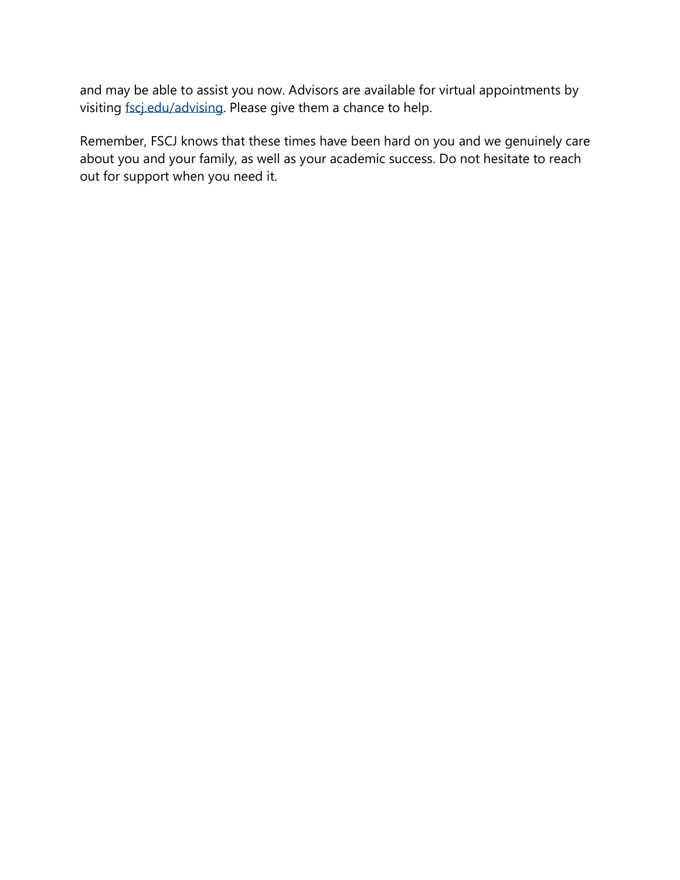and may be able to assist you now. Advisors are available for virtual appointments by visiting [fscj.edu/advising](fscj.edu/advising). Please give them a chance to help.

Remember, FSCJ knows that these times have been hard on you and we genuinely care about you and your family, as well as your academic success. Do not hesitate to reach out for support when you need it.